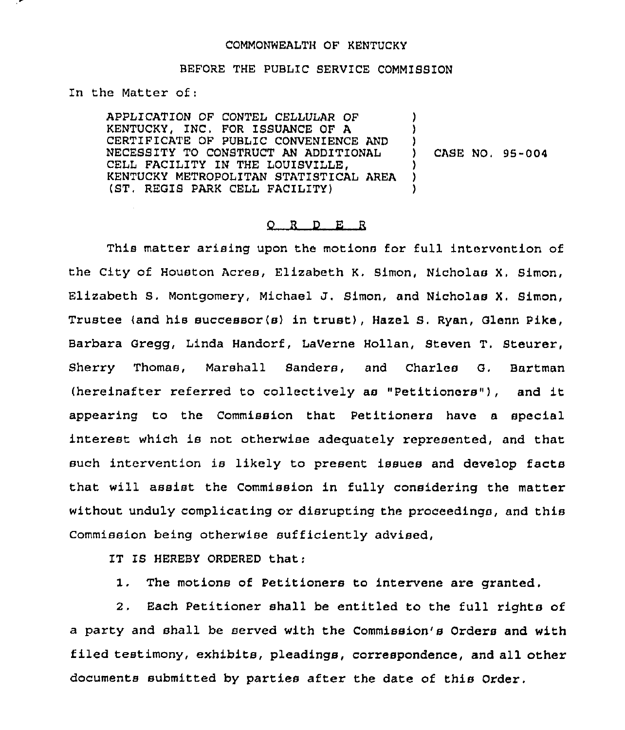COMMONWEALTH OF KENTUCKY

BEFORE THE PUBLIC SERVICE COMMISSION

In the Matter of:

| | | |
|---|---|---|
| APPLICATION OF CONTEL CELLULAR OF KENTUCKY, INC. FOR ISSUANCE OF A CERTIFICATE OF PUBLIC CONVENIENCE AND NECESSITY TO CONSTRUCT AN ADDITIONAL CELL FACILITY IN THE LOUISVILLE, KENTUCKY METROPOLITAN STATISTICAL AREA (ST. REGIS PARK CELL FACILITY) | ) | CASE NO. 95-004 |

## O R D E R

This matter arising upon the motions for full intervention of the City of Houston Acres, Elizabeth K. Simon, Nicholas X. Simon, Elizabeth S. Montgomery, Michael J. Simon, and Nicholas X. Simon, Trustee (and his successor(s) in trust), Hazel S. Ryan, Glenn Pike, Barbara Gregg, Linda Handorf, LaVerne Hollan, Steven T. Steurer, Sherry Thomas, Marshall Sanders, and Charles G. Bartman (hereinafter referred to collectively as "Petitioners"), and it appearing to the Commission that Petitioners have a special interest which is not otherwise adequately represented, and that such intervention is likely to present issues and develop facts that will assist the Commission in fully considering the matter without unduly complicating or disrupting the proceedings, and this Commission being otherwise sufficiently advised,

IT IS HEREBY ORDERED that:

1. The motions of Petitioners to intervene are granted.

2. Each Petitioner shall be entitled to the full rights of a party and shall be served with the Commission's Orders and with filed testimony, exhibits, pleadings, correspondence, and all other documents submitted by parties after the date of this Order.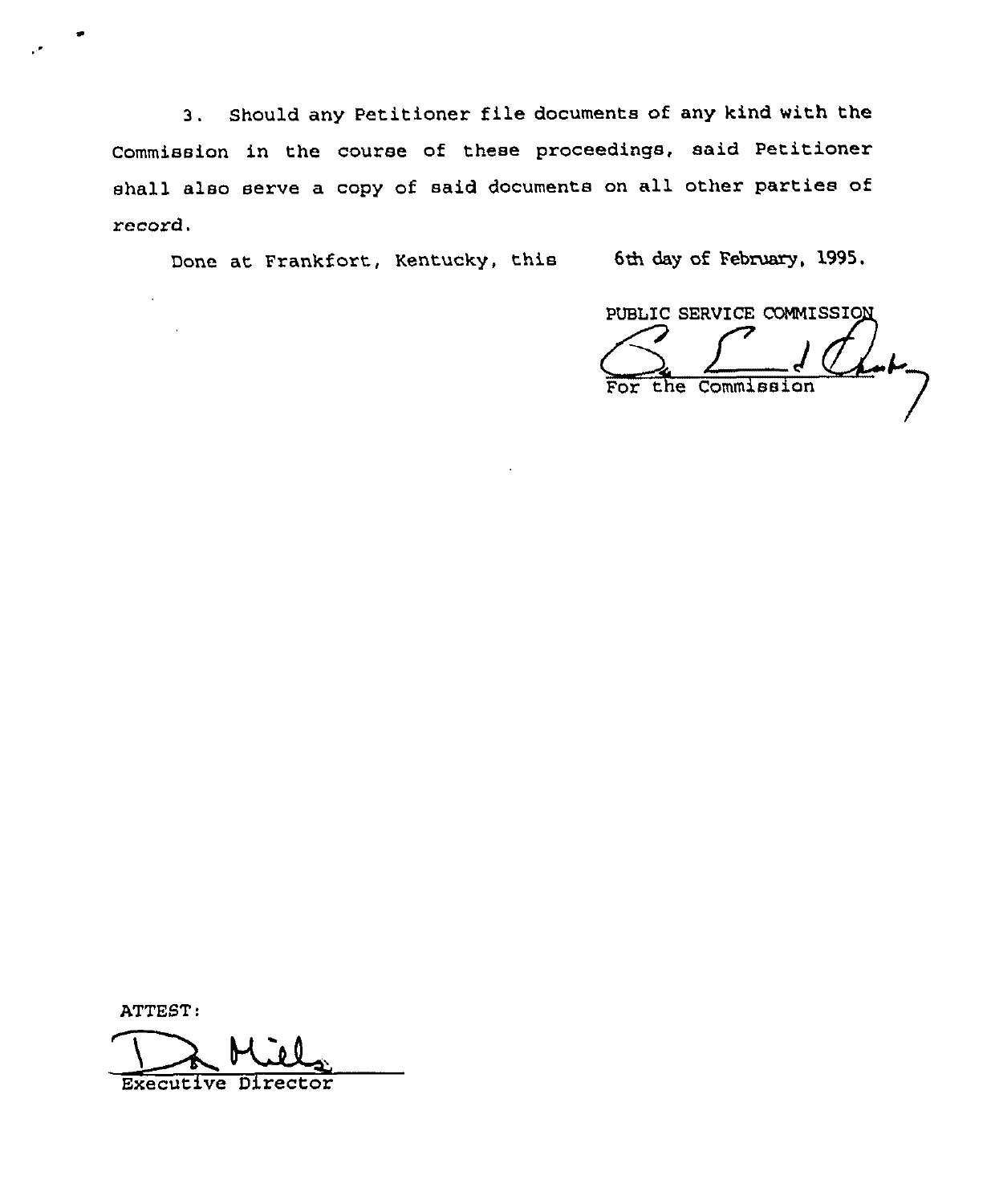3. Should any Petitioner file documents of any kind with the Commission in the course of these proceedings, said Petitioner shall also serve a copy of said documents on all other parties of record.

Done at Frankfort, Kentucky, this 6th day of February, 1995.

PUBLIC SERVICE COMMISSION

For the Commission

ATTEST:

Executive Director